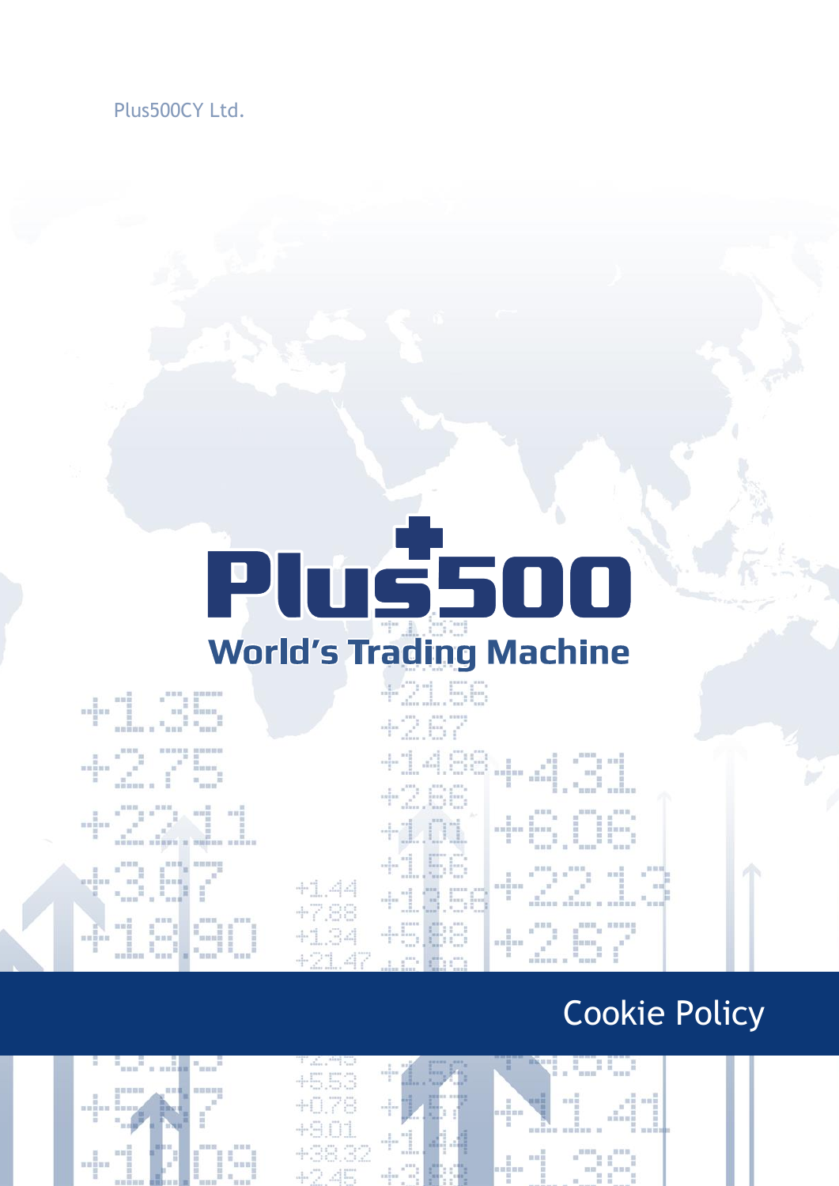Plus500CY Ltd.

Plus500

World's Trading Machine

# Cookie Policy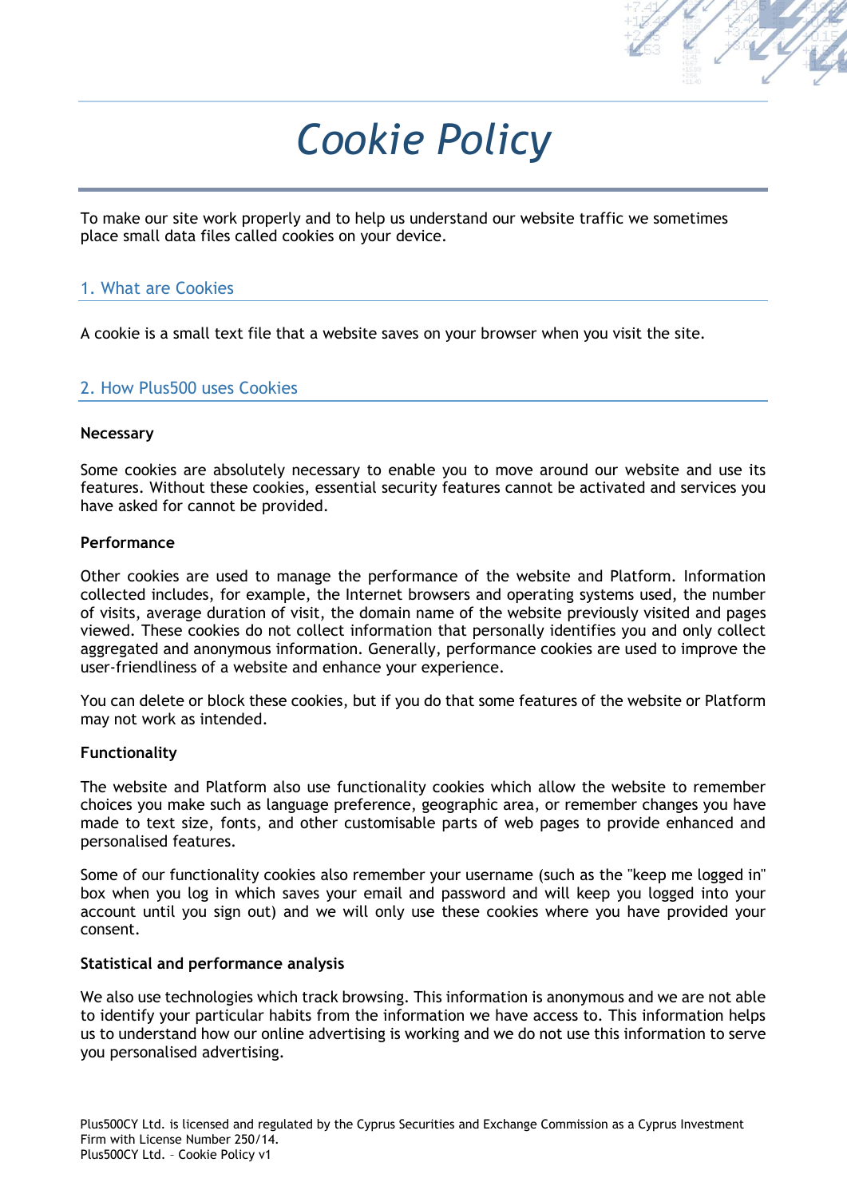# Cookie Policy

To make our site work properly and to help us understand our website traffic we sometimes place small data files called cookies on your device.

## 1. What are Cookies

A cookie is a small text file that a website saves on your browser when you visit the site.

## 2. How Plus500 uses Cookies

**Necessary**

Some cookies are absolutely necessary to enable you to move around our website and use its features. Without these cookies, essential security features cannot be activated and services you have asked for cannot be provided.

**Performance**

Other cookies are used to manage the performance of the website and Platform. Information collected includes, for example, the Internet browsers and operating systems used, the number of visits, average duration of visit, the domain name of the website previously visited and pages viewed. These cookies do not collect information that personally identifies you and only collect aggregated and anonymous information. Generally, performance cookies are used to improve the user-friendliness of a website and enhance your experience.

You can delete or block these cookies, but if you do that some features of the website or Platform may not work as intended.

**Functionality**

The website and Platform also use functionality cookies which allow the website to remember choices you make such as language preference, geographic area, or remember changes you have made to text size, fonts, and other customisable parts of web pages to provide enhanced and personalised features.

Some of our functionality cookies also remember your username (such as the "keep me logged in" box when you log in which saves your email and password and will keep you logged into your account until you sign out) and we will only use these cookies where you have provided your consent.

**Statistical and performance analysis**

We also use technologies which track browsing. This information is anonymous and we are not able to identify your particular habits from the information we have access to. This information helps us to understand how our online advertising is working and we do not use this information to serve you personalised advertising.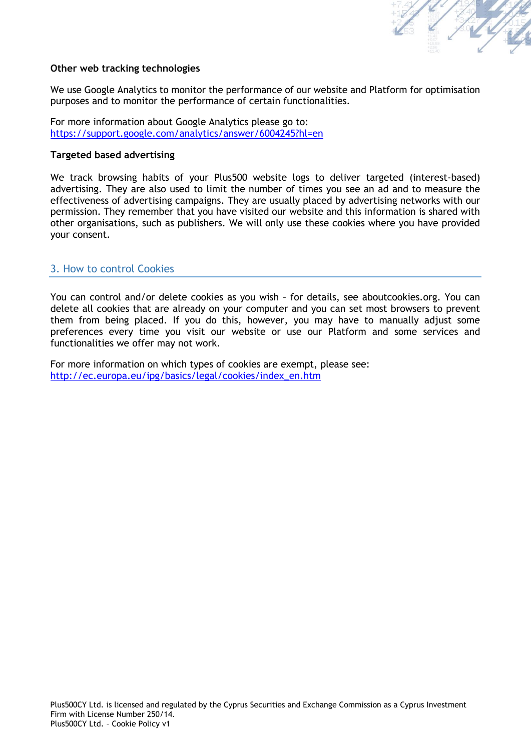**Other web tracking technologies**

We use Google Analytics to monitor the performance of our website and Platform for optimisation purposes and to monitor the performance of certain functionalities.

For more information about Google Analytics please go to:
https://support.google.com/analytics/answer/6004245?hl=en

**Targeted based advertising**

We track browsing habits of your Plus500 website logs to deliver targeted (interest-based) advertising. They are also used to limit the number of times you see an ad and to measure the effectiveness of advertising campaigns. They are usually placed by advertising networks with our permission. They remember that you have visited our website and this information is shared with other organisations, such as publishers. We will only use these cookies where you have provided your consent.

## 3. How to control Cookies

You can control and/or delete cookies as you wish – for details, see aboutcookies.org. You can delete all cookies that are already on your computer and you can set most browsers to prevent them from being placed. If you do this, however, you may have to manually adjust some preferences every time you visit our website or use our Platform and some services and functionalities we offer may not work.

For more information on which types of cookies are exempt, please see:
http://ec.europa.eu/ipg/basics/legal/cookies/index_en.htm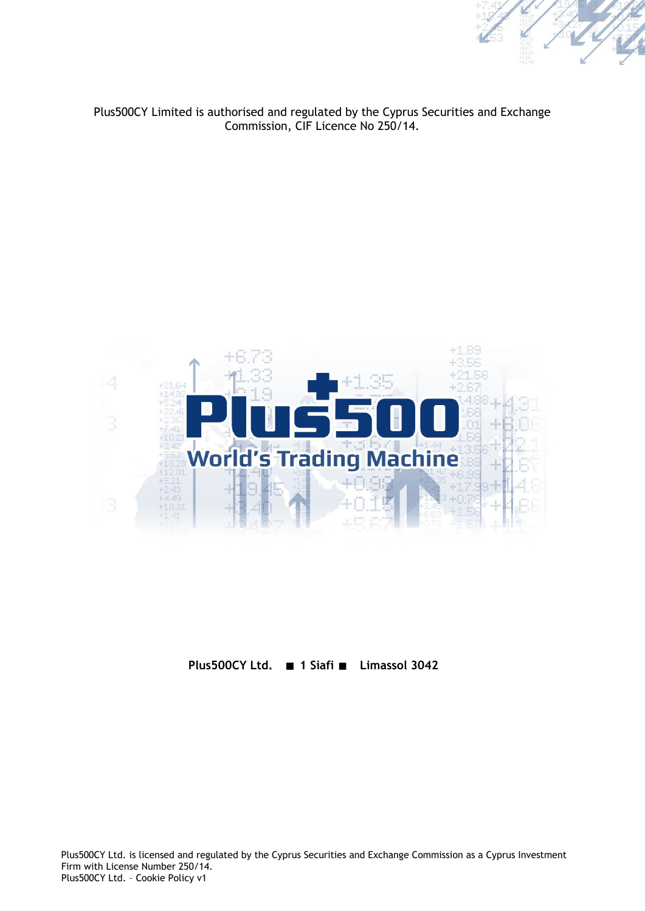Plus500CY Limited is authorised and regulated by the Cyprus Securities and Exchange Commission, CIF Licence No 250/14.

Plus500

World's Trading Machine

**Plus500CY Ltd. ■ 1 Siafi ■ Limassol 3042**